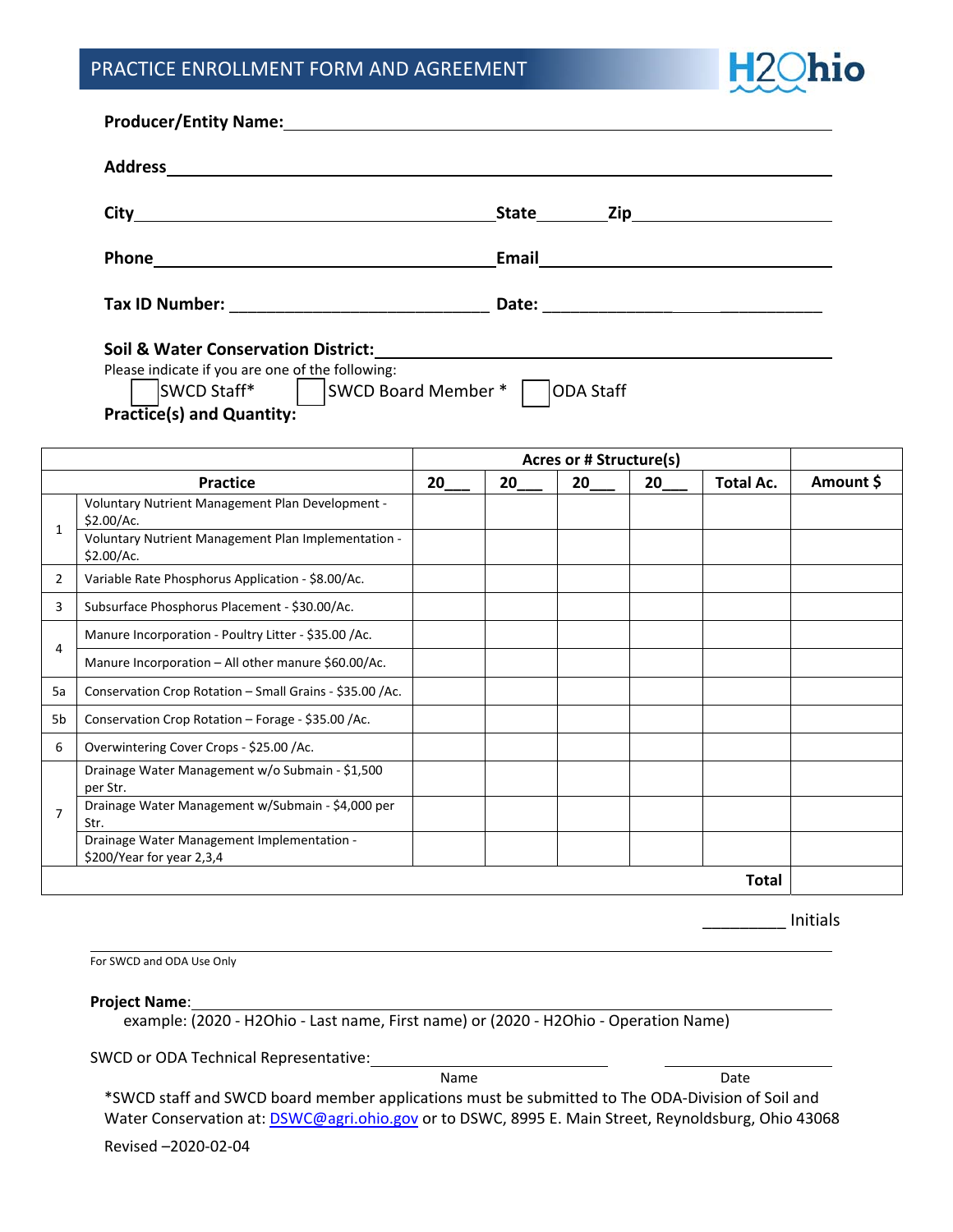# PRACTICE ENROLLMENT FORM AND AGREEMENT

**Producer/Entity Name:** ______________________________

**Address** ______________________________

**City** ______________________________ **State** ________ **Zip** ______________________

**Phone** ______________________________ **Email** ______________________________

**Tax ID Number:** ____________________________ **Date:** ______________ ___________

**Soil & Water Conservation District:** ______________________________

Please indicate if you are one of the following:

☐ SWCD Staff* ☐ SWCD Board Member * ☐ ODA Staff

**Practice(s) and Quantity:**

| | Practice | Acres or # Structure(s) | | | | | Amount $ |
|---|---|---|---|---|---|---|---|
| | | 20___ | 20___ | 20___ | 20___ | Total Ac. | |
| 1 | Voluntary Nutrient Management Plan Development - $2.00/Ac. | | | | | | |
| | Voluntary Nutrient Management Plan Implementation - $2.00/Ac. | | | | | | |
| 2 | Variable Rate Phosphorus Application - $8.00/Ac. | | | | | | |
| 3 | Subsurface Phosphorus Placement - $30.00/Ac. | | | | | | |
| 4 | Manure Incorporation - Poultry Litter - $35.00 /Ac. | | | | | | |
| | Manure Incorporation – All other manure $60.00/Ac. | | | | | | |
| 5a | Conservation Crop Rotation – Small Grains - $35.00 /Ac. | | | | | | |
| 5b | Conservation Crop Rotation – Forage - $35.00 /Ac. | | | | | | |
| 6 | Overwintering Cover Crops - $25.00 /Ac. | | | | | | |
| 7 | Drainage Water Management w/o Submain - $1,500 per Str. | | | | | | |
| | Drainage Water Management w/Submain - $4,000 per Str. | | | | | | |
| | Drainage Water Management Implementation - $200/Year for year 2,3,4 | | | | | | |
| | | | | | | **Total** | |

_________ Initials

For SWCD and ODA Use Only

**Project Name**: ______________________________

example: (2020 - H2Ohio - Last name, First name) or (2020 - H2Ohio - Operation Name)

SWCD or ODA Technical Representative: ______________________________ ______________________

Name Date

*SWCD staff and SWCD board member applications must be submitted to The ODA-Division of Soil and Water Conservation at: DSWC@agri.ohio.gov or to DSWC, 8995 E. Main Street, Reynoldsburg, Ohio 43068

Revised –2020-02-04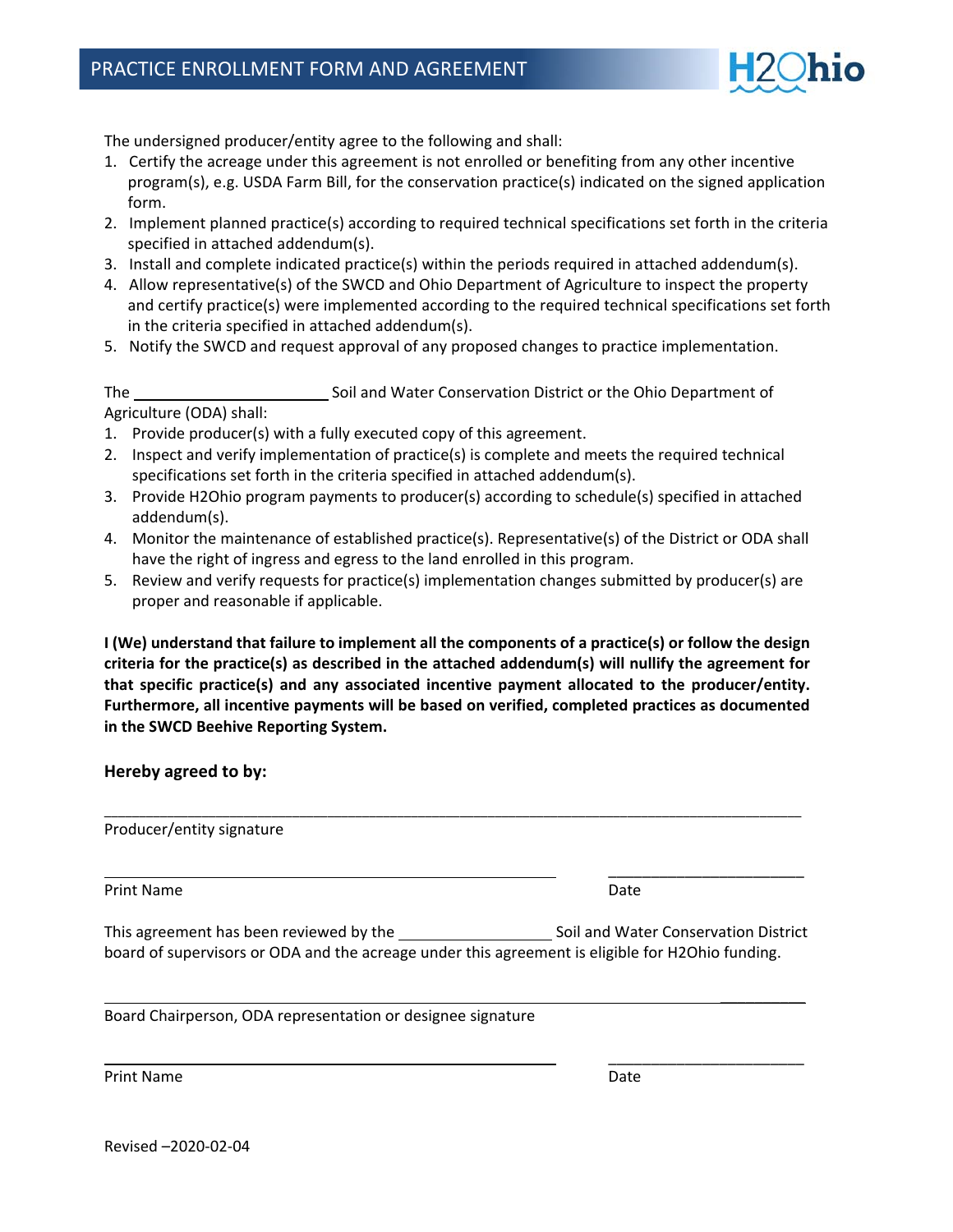# PRACTICE ENROLLMENT FORM AND AGREEMENT

The undersigned producer/entity agree to the following and shall:

1. Certify the acreage under this agreement is not enrolled or benefiting from any other incentive program(s), e.g. USDA Farm Bill, for the conservation practice(s) indicated on the signed application form.
2. Implement planned practice(s) according to required technical specifications set forth in the criteria specified in attached addendum(s).
3. Install and complete indicated practice(s) within the periods required in attached addendum(s).
4. Allow representative(s) of the SWCD and Ohio Department of Agriculture to inspect the property and certify practice(s) were implemented according to the required technical specifications set forth in the criteria specified in attached addendum(s).
5. Notify the SWCD and request approval of any proposed changes to practice implementation.

The ________________________ Soil and Water Conservation District or the Ohio Department of Agriculture (ODA) shall:

1. Provide producer(s) with a fully executed copy of this agreement.
2. Inspect and verify implementation of practice(s) is complete and meets the required technical specifications set forth in the criteria specified in attached addendum(s).
3. Provide H2Ohio program payments to producer(s) according to schedule(s) specified in attached addendum(s).
4. Monitor the maintenance of established practice(s). Representative(s) of the District or ODA shall have the right of ingress and egress to the land enrolled in this program.
5. Review and verify requests for practice(s) implementation changes submitted by producer(s) are proper and reasonable if applicable.

**I (We) understand that failure to implement all the components of a practice(s) or follow the design criteria for the practice(s) as described in the attached addendum(s) will nullify the agreement for that specific practice(s) and any associated incentive payment allocated to the producer/entity. Furthermore, all incentive payments will be based on verified, completed practices as documented in the SWCD Beehive Reporting System.**

**Hereby agreed to by:**

_____________________________________________________________________________

Producer/entity signature

__________________________________________________ ________________________

Print Name Date

This agreement has been reviewed by the __________________ Soil and Water Conservation District board of supervisors or ODA and the acreage under this agreement is eligible for H2Ohio funding.

_____________________________________________________________________________

Board Chairperson, ODA representation or designee signature

__________________________________________________ ________________________

Print Name Date

Revised –2020-02-04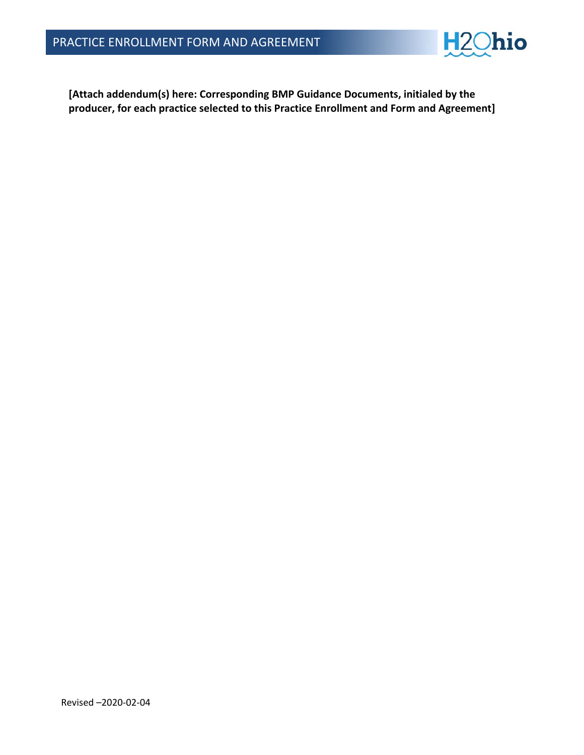**[Attach addendum(s) here: Corresponding BMP Guidance Documents, initialed by the producer, for each practice selected to this Practice Enrollment and Form and Agreement]**